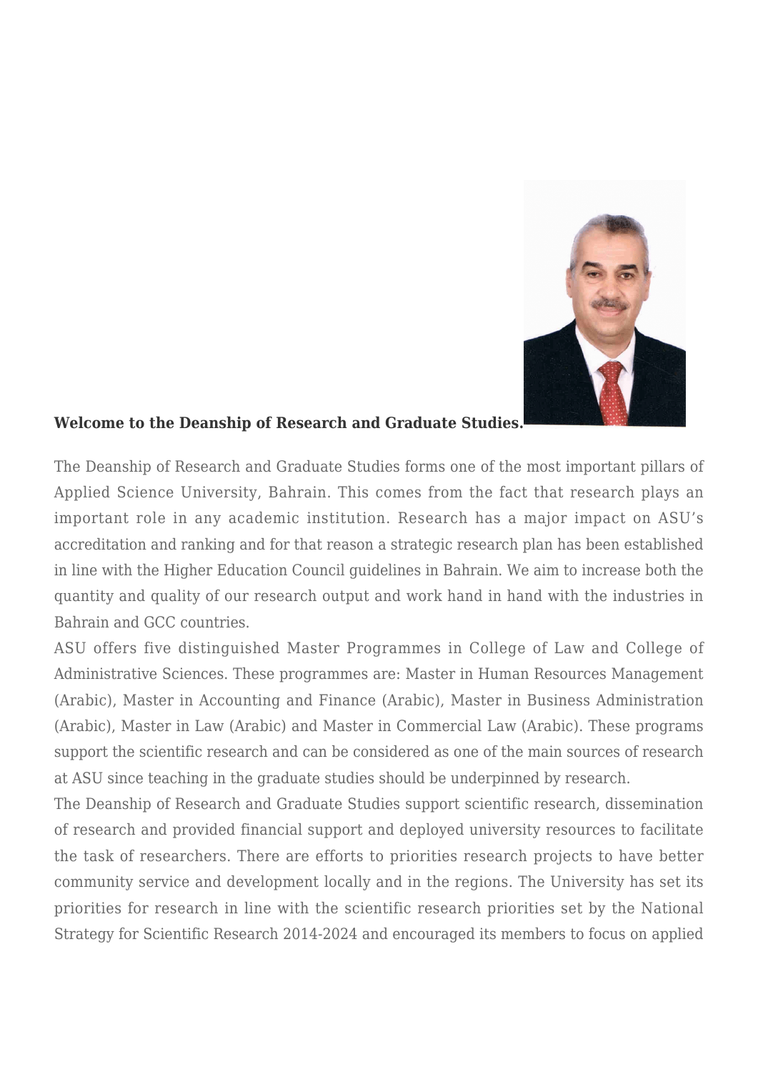**Welcome to the Deanship of Research and Graduate Studies.**

The Deanship of Research and Graduate Studies forms one of the most important pillars of Applied Science University, Bahrain. This comes from the fact that research plays an important role in any academic institution. Research has a major impact on ASU's accreditation and ranking and for that reason a strategic research plan has been established in line with the Higher Education Council guidelines in Bahrain. We aim to increase both the quantity and quality of our research output and work hand in hand with the industries in Bahrain and GCC countries.

ASU offers five distinguished Master Programmes in College of Law and College of Administrative Sciences. These programmes are: Master in Human Resources Management (Arabic), Master in Accounting and Finance (Arabic), Master in Business Administration (Arabic), Master in Law (Arabic) and Master in Commercial Law (Arabic). These programs support the scientific research and can be considered as one of the main sources of research at ASU since teaching in the graduate studies should be underpinned by research.

The Deanship of Research and Graduate Studies support scientific research, dissemination of research and provided financial support and deployed university resources to facilitate the task of researchers. There are efforts to priorities research projects to have better community service and development locally and in the regions. The University has set its priorities for research in line with the scientific research priorities set by the National Strategy for Scientific Research 2014-2024 and encouraged its members to focus on applied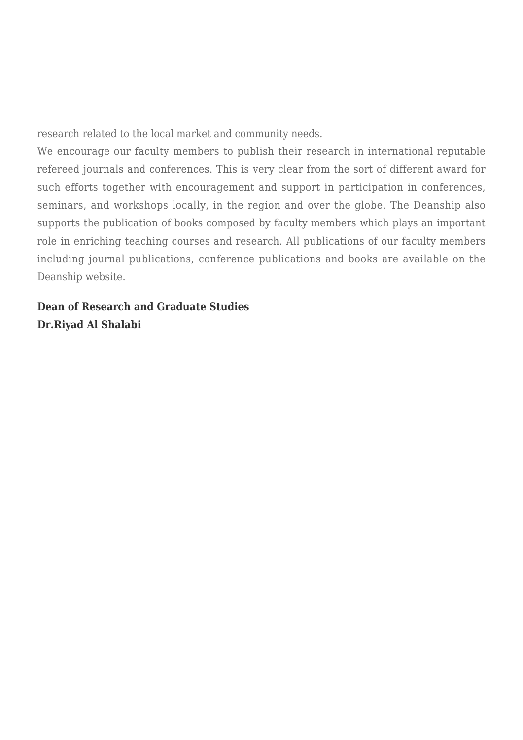research related to the local market and community needs.

We encourage our faculty members to publish their research in international reputable refereed journals and conferences. This is very clear from the sort of different award for such efforts together with encouragement and support in participation in conferences, seminars, and workshops locally, in the region and over the globe. The Deanship also supports the publication of books composed by faculty members which plays an important role in enriching teaching courses and research. All publications of our faculty members including journal publications, conference publications and books are available on the Deanship website.

**Dean of Research and Graduate Studies**
**Dr.Riyad Al Shalabi**